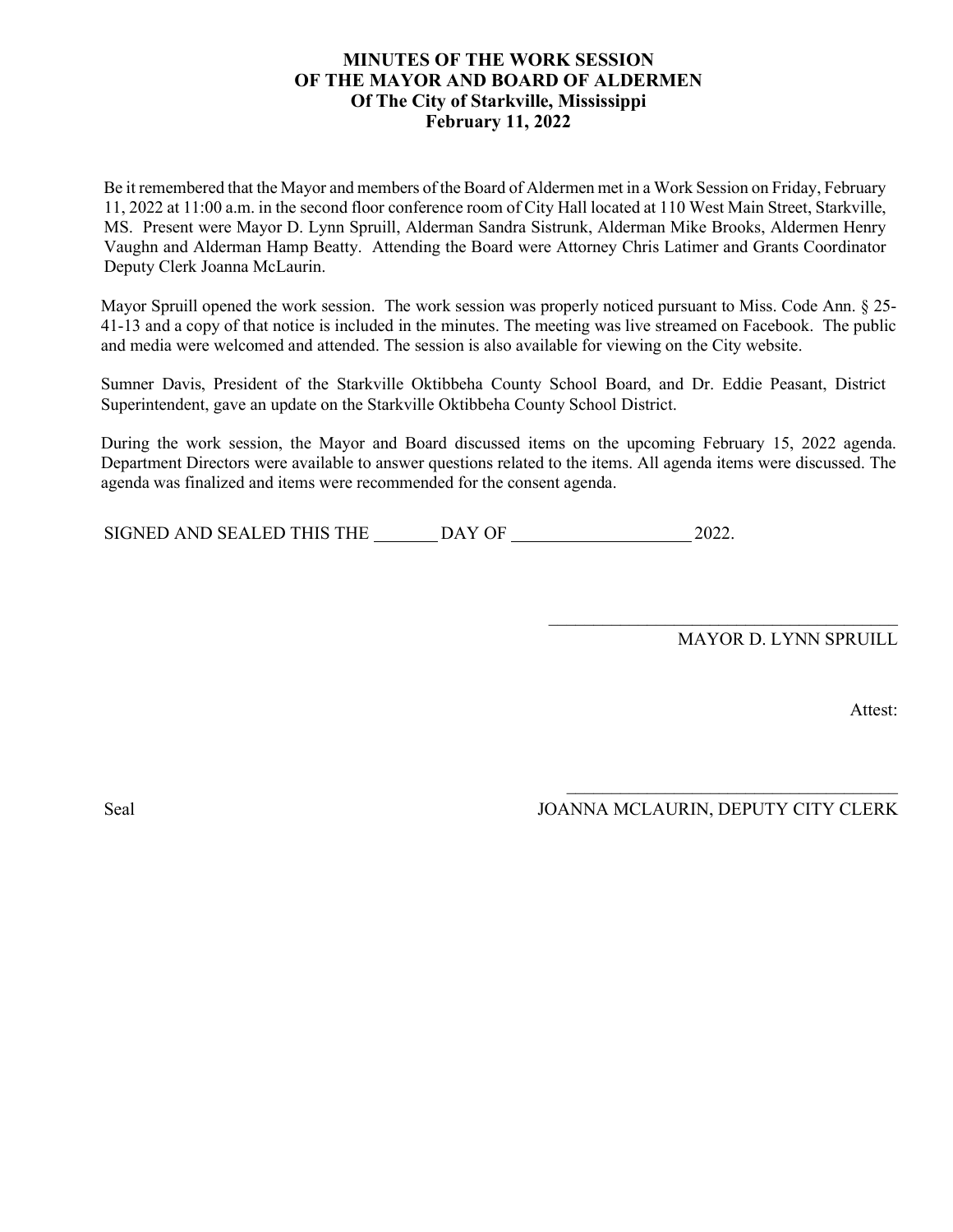# MINUTES OF THE WORK SESSION
# OF THE MAYOR AND BOARD OF ALDERMEN
# Of The City of Starkville, Mississippi
# February 11, 2022

Be it remembered that the Mayor and members of the Board of Aldermen met in a Work Session on Friday, February 11, 2022 at 11:00 a.m. in the second floor conference room of City Hall located at 110 West Main Street, Starkville, MS. Present were Mayor D. Lynn Spruill, Alderman Sandra Sistrunk, Alderman Mike Brooks, Aldermen Henry Vaughn and Alderman Hamp Beatty. Attending the Board were Attorney Chris Latimer and Grants Coordinator Deputy Clerk Joanna McLaurin.

Mayor Spruill opened the work session. The work session was properly noticed pursuant to Miss. Code Ann. § 25-41-13 and a copy of that notice is included in the minutes. The meeting was live streamed on Facebook. The public and media were welcomed and attended. The session is also available for viewing on the City website.

Sumner Davis, President of the Starkville Oktibbeha County School Board, and Dr. Eddie Peasant, District Superintendent, gave an update on the Starkville Oktibbeha County School District.

During the work session, the Mayor and Board discussed items on the upcoming February 15, 2022 agenda. Department Directors were available to answer questions related to the items. All agenda items were discussed. The agenda was finalized and items were recommended for the consent agenda.

SIGNED AND SEALED THIS THE _______ DAY OF ____________________ 2022.

\_\_\_\_\_\_\_\_\_\_\_\_\_\_\_\_\_\_\_\_\_\_\_\_\_\_\_\_\_\_\_\_\_\_\_\_\_\_\_\_

MAYOR D. LYNN SPRUILL

Attest:

\_\_\_\_\_\_\_\_\_\_\_\_\_\_\_\_\_\_\_\_\_\_\_\_\_\_\_\_\_\_\_\_\_\_\_\_\_\_\_\_

Seal

JOANNA MCLAURIN, DEPUTY CITY CLERK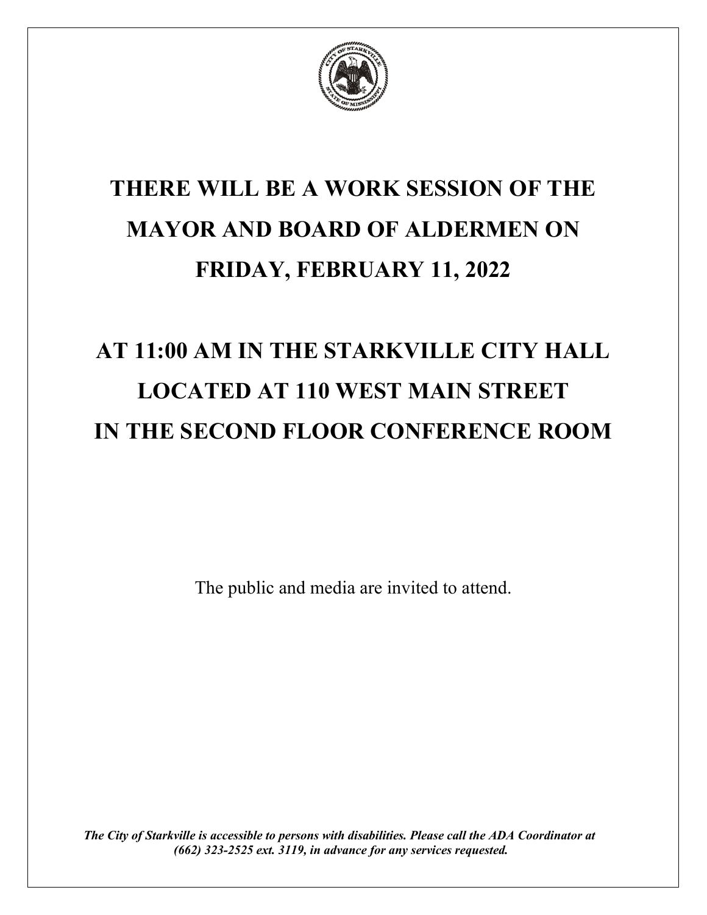# THERE WILL BE A WORK SESSION OF THE MAYOR AND BOARD OF ALDERMEN ON FRIDAY, FEBRUARY 11, 2022

# AT 11:00 AM IN THE STARKVILLE CITY HALL LOCATED AT 110 WEST MAIN STREET IN THE SECOND FLOOR CONFERENCE ROOM

The public and media are invited to attend.

***The City of Starkville is accessible to persons with disabilities. Please call the ADA Coordinator at (662) 323-2525 ext. 3119, in advance for any services requested.***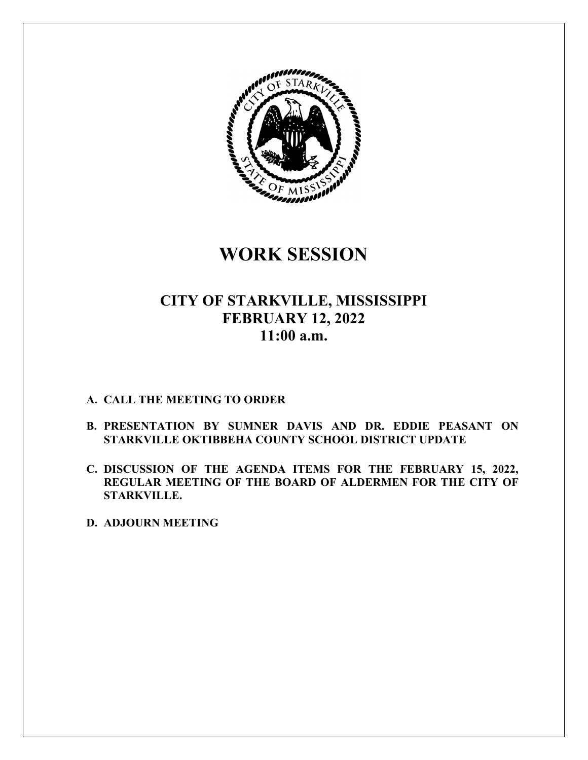# WORK SESSION

## CITY OF STARKVILLE, MISSISSIPPI
## FEBRUARY 12, 2022
## 11:00 a.m.

**A. CALL THE MEETING TO ORDER**

**B. PRESENTATION BY SUMNER DAVIS AND DR. EDDIE PEASANT ON STARKVILLE OKTIBBEHA COUNTY SCHOOL DISTRICT UPDATE**

**C. DISCUSSION OF THE AGENDA ITEMS FOR THE FEBRUARY 15, 2022, REGULAR MEETING OF THE BOARD OF ALDERMEN FOR THE CITY OF STARKVILLE.**

**D. ADJOURN MEETING**